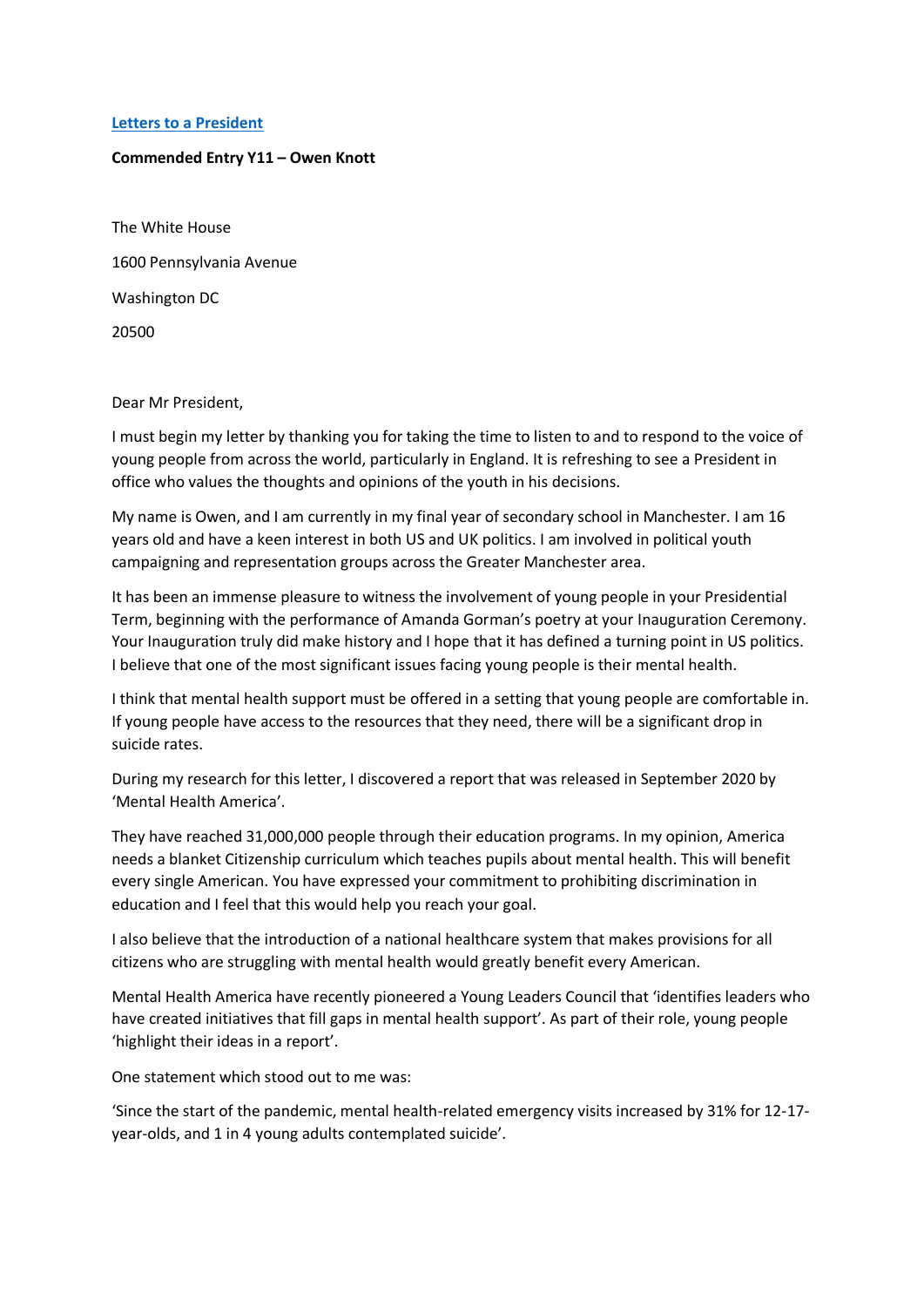[Letters to a President]

**Commended Entry Y11 – Owen Knott**

The White House

1600 Pennsylvania Avenue

Washington DC

20500

Dear Mr President,

I must begin my letter by thanking you for taking the time to listen to and to respond to the voice of young people from across the world, particularly in England. It is refreshing to see a President in office who values the thoughts and opinions of the youth in his decisions.

My name is Owen, and I am currently in my final year of secondary school in Manchester. I am 16 years old and have a keen interest in both US and UK politics. I am involved in political youth campaigning and representation groups across the Greater Manchester area.

It has been an immense pleasure to witness the involvement of young people in your Presidential Term, beginning with the performance of Amanda Gorman's poetry at your Inauguration Ceremony. Your Inauguration truly did make history and I hope that it has defined a turning point in US politics. I believe that one of the most significant issues facing young people is their mental health.

I think that mental health support must be offered in a setting that young people are comfortable in. If young people have access to the resources that they need, there will be a significant drop in suicide rates.

During my research for this letter, I discovered a report that was released in September 2020 by 'Mental Health America'.

They have reached 31,000,000 people through their education programs. In my opinion, America needs a blanket Citizenship curriculum which teaches pupils about mental health. This will benefit every single American. You have expressed your commitment to prohibiting discrimination in education and I feel that this would help you reach your goal.

I also believe that the introduction of a national healthcare system that makes provisions for all citizens who are struggling with mental health would greatly benefit every American.

Mental Health America have recently pioneered a Young Leaders Council that 'identifies leaders who have created initiatives that fill gaps in mental health support'. As part of their role, young people 'highlight their ideas in a report'.

One statement which stood out to me was:

'Since the start of the pandemic, mental health-related emergency visits increased by 31% for 12-17-year-olds, and 1 in 4 young adults contemplated suicide'.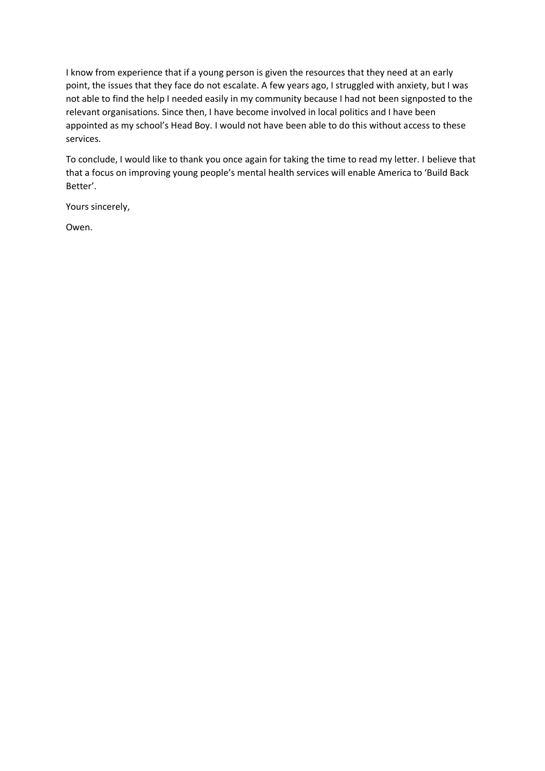I know from experience that if a young person is given the resources that they need at an early point, the issues that they face do not escalate. A few years ago, I struggled with anxiety, but I was not able to find the help I needed easily in my community because I had not been signposted to the relevant organisations. Since then, I have become involved in local politics and I have been appointed as my school's Head Boy. I would not have been able to do this without access to these services.

To conclude, I would like to thank you once again for taking the time to read my letter. I believe that that a focus on improving young people's mental health services will enable America to 'Build Back Better'.

Yours sincerely,

Owen.